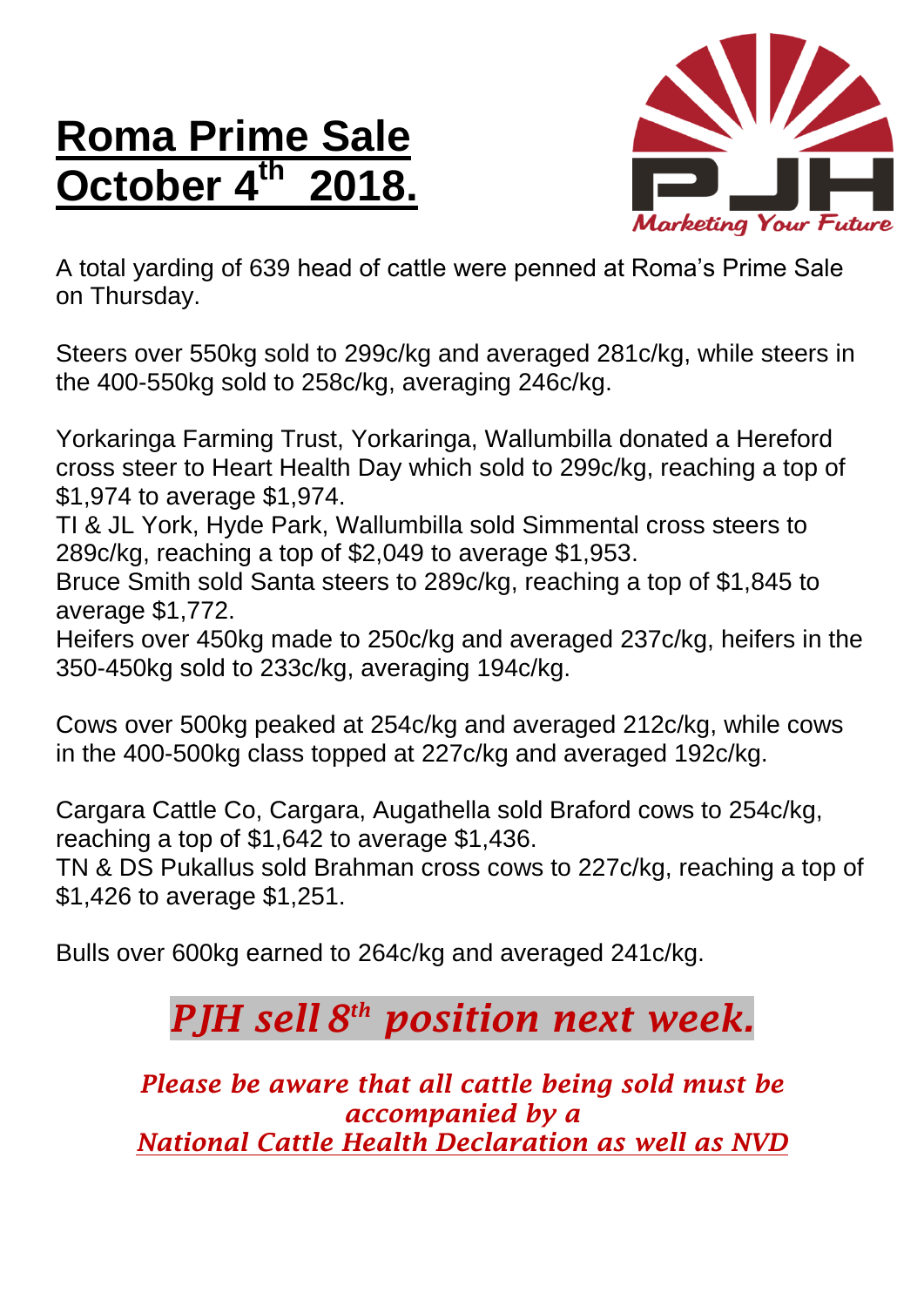# Roma Prime Sale October 4th 2018.

PJH

*Marketing Your Future*

A total yarding of 639 head of cattle were penned at Roma's Prime Sale on Thursday.

Steers over 550kg sold to 299c/kg and averaged 281c/kg, while steers in the 400-550kg sold to 258c/kg, averaging 246c/kg.

Yorkaringa Farming Trust, Yorkaringa, Wallumbilla donated a Hereford cross steer to Heart Health Day which sold to 299c/kg, reaching a top of $1,974 to average $1,974.
TI & JL York, Hyde Park, Wallumbilla sold Simmental cross steers to 289c/kg, reaching a top of $2,049 to average $1,953.
Bruce Smith sold Santa steers to 289c/kg, reaching a top of $1,845 to average $1,772.
Heifers over 450kg made to 250c/kg and averaged 237c/kg, heifers in the 350-450kg sold to 233c/kg, averaging 194c/kg.

Cows over 500kg peaked at 254c/kg and averaged 212c/kg, while cows in the 400-500kg class topped at 227c/kg and averaged 192c/kg.

Cargara Cattle Co, Cargara, Augathella sold Braford cows to 254c/kg, reaching a top of $1,642 to average $1,436.
TN & DS Pukallus sold Brahman cross cows to 227c/kg, reaching a top of $1,426 to average $1,251.

Bulls over 600kg earned to 264c/kg and averaged 241c/kg.

## *PJH sell 8th position next week.*

***Please be aware that all cattle being sold must be accompanied by a National Cattle Health Declaration as well as NVD***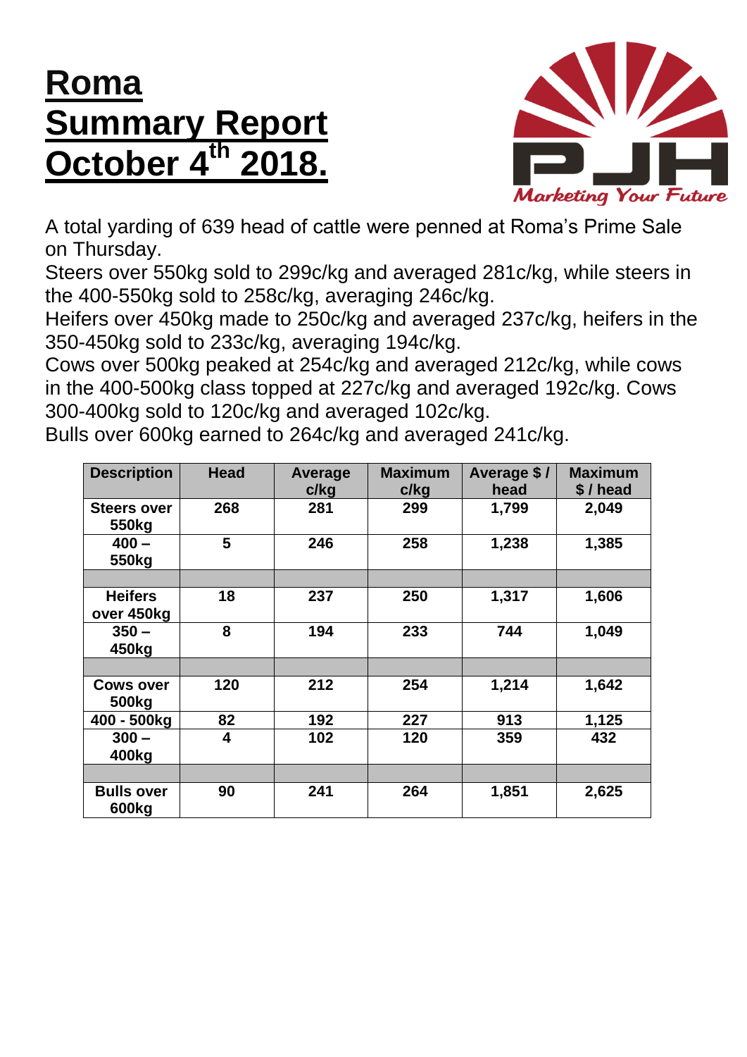# Roma Summary Report October 4th 2018.

Marketing Your Future

A total yarding of 639 head of cattle were penned at Roma's Prime Sale on Thursday.

Steers over 550kg sold to 299c/kg and averaged 281c/kg, while steers in the 400-550kg sold to 258c/kg, averaging 246c/kg.

Heifers over 450kg made to 250c/kg and averaged 237c/kg, heifers in the 350-450kg sold to 233c/kg, averaging 194c/kg.

Cows over 500kg peaked at 254c/kg and averaged 212c/kg, while cows in the 400-500kg class topped at 227c/kg and averaged 192c/kg. Cows 300-400kg sold to 120c/kg and averaged 102c/kg.

Bulls over 600kg earned to 264c/kg and averaged 241c/kg.

| Description | Head | Average c/kg | Maximum c/kg | Average $ / head | Maximum $ / head |
|---|---|---|---|---|---|
| Steers over 550kg | 268 | 281 | 299 | 1,799 | 2,049 |
| 400 – 550kg | 5 | 246 | 258 | 1,238 | 1,385 |
| | | | | | |
| Heifers over 450kg | 18 | 237 | 250 | 1,317 | 1,606 |
| 350 – 450kg | 8 | 194 | 233 | 744 | 1,049 |
| | | | | | |
| Cows over 500kg | 120 | 212 | 254 | 1,214 | 1,642 |
| 400 - 500kg | 82 | 192 | 227 | 913 | 1,125 |
| 300 – 400kg | 4 | 102 | 120 | 359 | 432 |
| | | | | | |
| Bulls over 600kg | 90 | 241 | 264 | 1,851 | 2,625 |